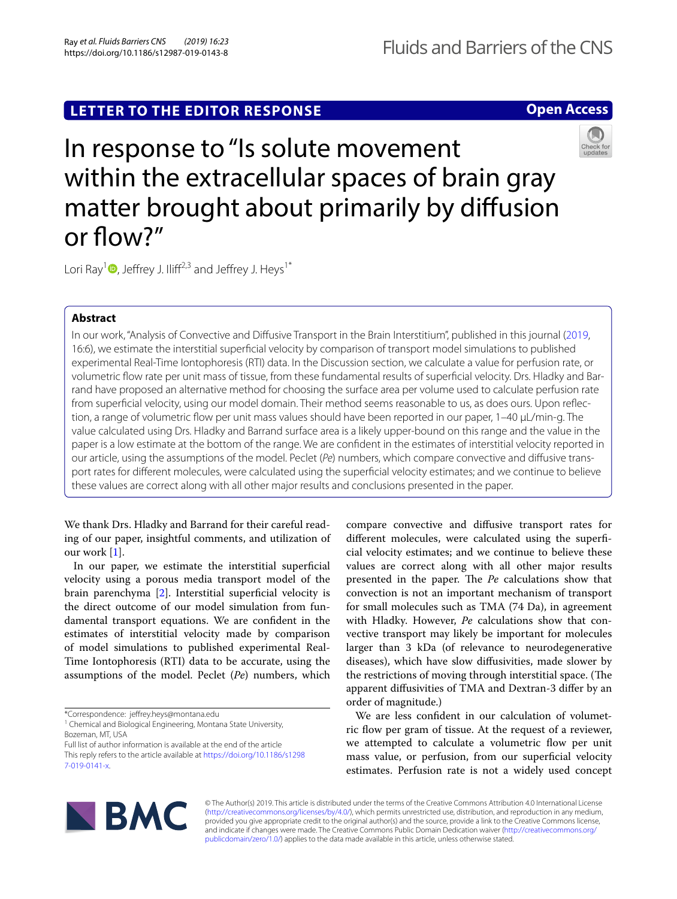**LETTER TO THE EDITOR RESPONSE**

**Open Access**

# In response to "Is solute movement within the extracellular spaces of brain gray matter brought about primarily by diffusion or flow?"

Lori Ray[1], Jeffrey J. Iliff[2,3] and Jeffrey J. Heys[1*]

## Abstract

In our work, "Analysis of Convective and Diffusive Transport in the Brain Interstitium", published in this journal (2019, 16:6), we estimate the interstitial superficial velocity by comparison of transport model simulations to published experimental Real-Time Iontophoresis (RTI) data. In the Discussion section, we calculate a value for perfusion rate, or volumetric flow rate per unit mass of tissue, from these fundamental results of superficial velocity. Drs. Hladky and Barrand have proposed an alternative method for choosing the surface area per volume used to calculate perfusion rate from superficial velocity, using our model domain. Their method seems reasonable to us, as does ours. Upon reflection, a range of volumetric flow per unit mass values should have been reported in our paper, 1–40 µL/min-g. The value calculated using Drs. Hladky and Barrand surface area is a likely upper-bound on this range and the value in the paper is a low estimate at the bottom of the range. We are confident in the estimates of interstitial velocity reported in our article, using the assumptions of the model. Peclet (*Pe*) numbers, which compare convective and diffusive transport rates for different molecules, were calculated using the superficial velocity estimates; and we continue to believe these values are correct along with all other major results and conclusions presented in the paper.

We thank Drs. Hladky and Barrand for their careful reading of our paper, insightful comments, and utilization of our work [1].

In our paper, we estimate the interstitial superficial velocity using a porous media transport model of the brain parenchyma [2]. Interstitial superficial velocity is the direct outcome of our model simulation from fundamental transport equations. We are confident in the estimates of interstitial velocity made by comparison of model simulations to published experimental Real-Time Iontophoresis (RTI) data to be accurate, using the assumptions of the model. Peclet (*Pe*) numbers, which compare convective and diffusive transport rates for different molecules, were calculated using the superficial velocity estimates; and we continue to believe these values are correct along with all other major results presented in the paper. The *Pe* calculations show that convection is not an important mechanism of transport for small molecules such as TMA (74 Da), in agreement with Hladky. However, *Pe* calculations show that convective transport may likely be important for molecules larger than 3 kDa (of relevance to neurodegenerative diseases), which have slow diffusivities, made slower by the restrictions of moving through interstitial space. (The apparent diffusivities of TMA and Dextran-3 differ by an order of magnitude.)

We are less confident in our calculation of volumetric flow per gram of tissue. At the request of a reviewer, we attempted to calculate a volumetric flow per unit mass value, or perfusion, from our superficial velocity estimates. Perfusion rate is not a widely used concept

*Correspondence: jeffrey.heys@montana.edu
[1] Chemical and Biological Engineering, Montana State University, Bozeman, MT, USA
Full list of author information is available at the end of the article
This reply refers to the article available at https://doi.org/10.1186/s12987-019-0141-x.

© The Author(s) 2019. This article is distributed under the terms of the Creative Commons Attribution 4.0 International License (http://creativecommons.org/licenses/by/4.0/), which permits unrestricted use, distribution, and reproduction in any medium, provided you give appropriate credit to the original author(s) and the source, provide a link to the Creative Commons license, and indicate if changes were made. The Creative Commons Public Domain Dedication waiver (http://creativecommons.org/publicdomain/zero/1.0/) applies to the data made available in this article, unless otherwise stated.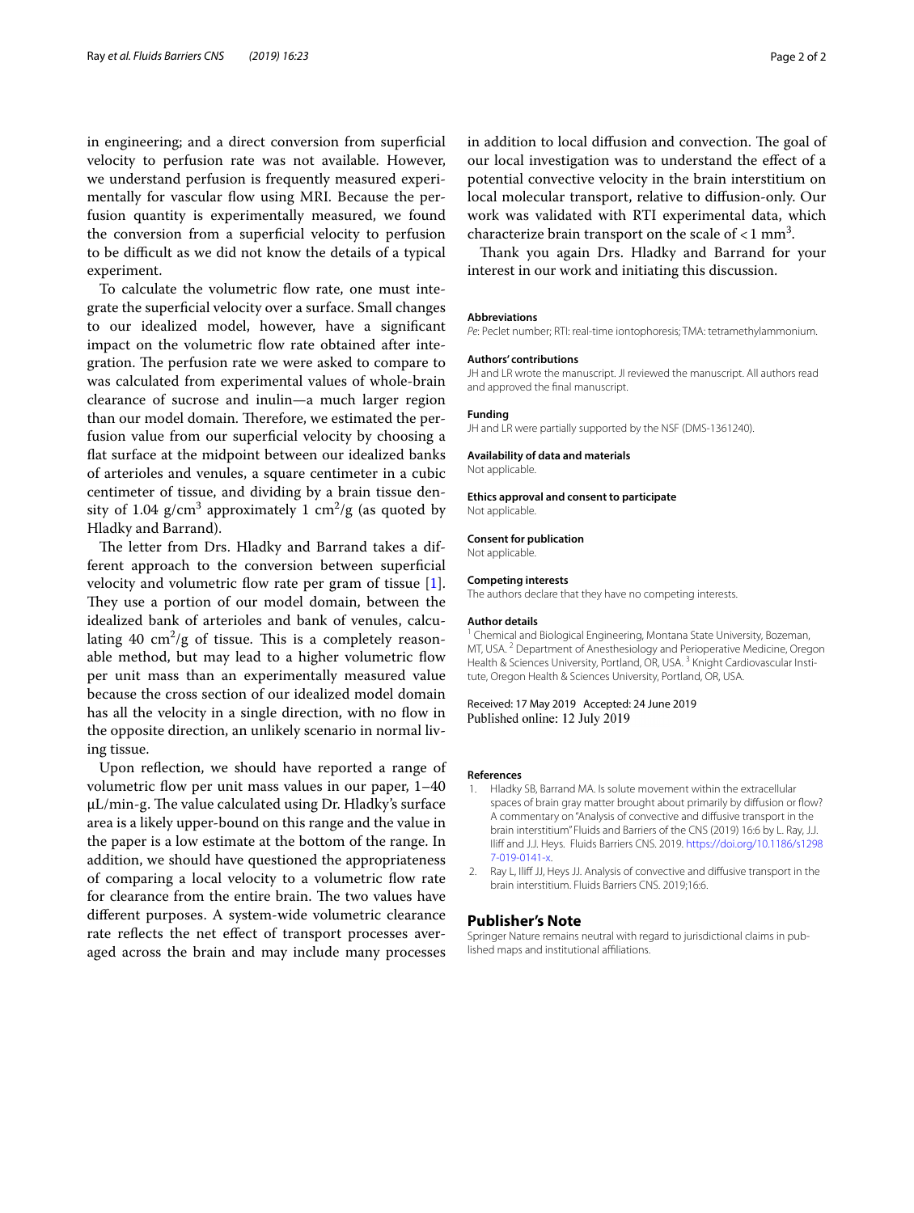in engineering; and a direct conversion from superficial velocity to perfusion rate was not available. However, we understand perfusion is frequently measured experimentally for vascular flow using MRI. Because the perfusion quantity is experimentally measured, we found the conversion from a superficial velocity to perfusion to be difficult as we did not know the details of a typical experiment.

To calculate the volumetric flow rate, one must integrate the superficial velocity over a surface. Small changes to our idealized model, however, have a significant impact on the volumetric flow rate obtained after integration. The perfusion rate we were asked to compare to was calculated from experimental values of whole-brain clearance of sucrose and inulin—a much larger region than our model domain. Therefore, we estimated the perfusion value from our superficial velocity by choosing a flat surface at the midpoint between our idealized banks of arterioles and venules, a square centimeter in a cubic centimeter of tissue, and dividing by a brain tissue density of 1.04 $g/cm^3$ approximately 1 $cm^2/g$ (as quoted by Hladky and Barrand).

The letter from Drs. Hladky and Barrand takes a different approach to the conversion between superficial velocity and volumetric flow rate per gram of tissue [1]. They use a portion of our model domain, between the idealized bank of arterioles and bank of venules, calculating 40 $cm^2/g$ of tissue. This is a completely reasonable method, but may lead to a higher volumetric flow per unit mass than an experimentally measured value because the cross section of our idealized model domain has all the velocity in a single direction, with no flow in the opposite direction, an unlikely scenario in normal living tissue.

Upon reflection, we should have reported a range of volumetric flow per unit mass values in our paper, 1–40 µL/min-g. The value calculated using Dr. Hladky's surface area is a likely upper-bound on this range and the value in the paper is a low estimate at the bottom of the range. In addition, we should have questioned the appropriateness of comparing a local velocity to a volumetric flow rate for clearance from the entire brain. The two values have different purposes. A system-wide volumetric clearance rate reflects the net effect of transport processes averaged across the brain and may include many processes in addition to local diffusion and convection. The goal of our local investigation was to understand the effect of a potential convective velocity in the brain interstitium on local molecular transport, relative to diffusion-only. Our work was validated with RTI experimental data, which characterize brain transport on the scale of < 1 $mm^3$.

Thank you again Drs. Hladky and Barrand for your interest in our work and initiating this discussion.

#### Abbreviations
*Pe*: Peclet number; RTI: real-time iontophoresis; TMA: tetramethylammonium.

#### Authors' contributions
JH and LR wrote the manuscript. JI reviewed the manuscript. All authors read and approved the final manuscript.

#### Funding
JH and LR were partially supported by the NSF (DMS-1361240).

#### Availability of data and materials
Not applicable.

#### Ethics approval and consent to participate
Not applicable.

#### Consent for publication
Not applicable.

#### Competing interests
The authors declare that they have no competing interests.

#### Author details
[1] Chemical and Biological Engineering, Montana State University, Bozeman, MT, USA. [2] Department of Anesthesiology and Perioperative Medicine, Oregon Health & Sciences University, Portland, OR, USA. [3] Knight Cardiovascular Institute, Oregon Health & Sciences University, Portland, OR, USA.

Received: 17 May 2019 Accepted: 24 June 2019
Published online: 12 July 2019

#### References
1. Hladky SB, Barrand MA. Is solute movement within the extracellular spaces of brain gray matter brought about primarily by diffusion or flow? A commentary on "Analysis of convective and diffusive transport in the brain interstitium" Fluids and Barriers of the CNS (2019) 16:6 by L. Ray, J.J. Iliff and J.J. Heys. Fluids Barriers CNS. 2019. https://doi.org/10.1186/s12987-019-0141-x.
2. Ray L, Iliff JJ, Heys JJ. Analysis of convective and diffusive transport in the brain interstitium. Fluids Barriers CNS. 2019;16:6.

## Publisher's Note
Springer Nature remains neutral with regard to jurisdictional claims in published maps and institutional affiliations.